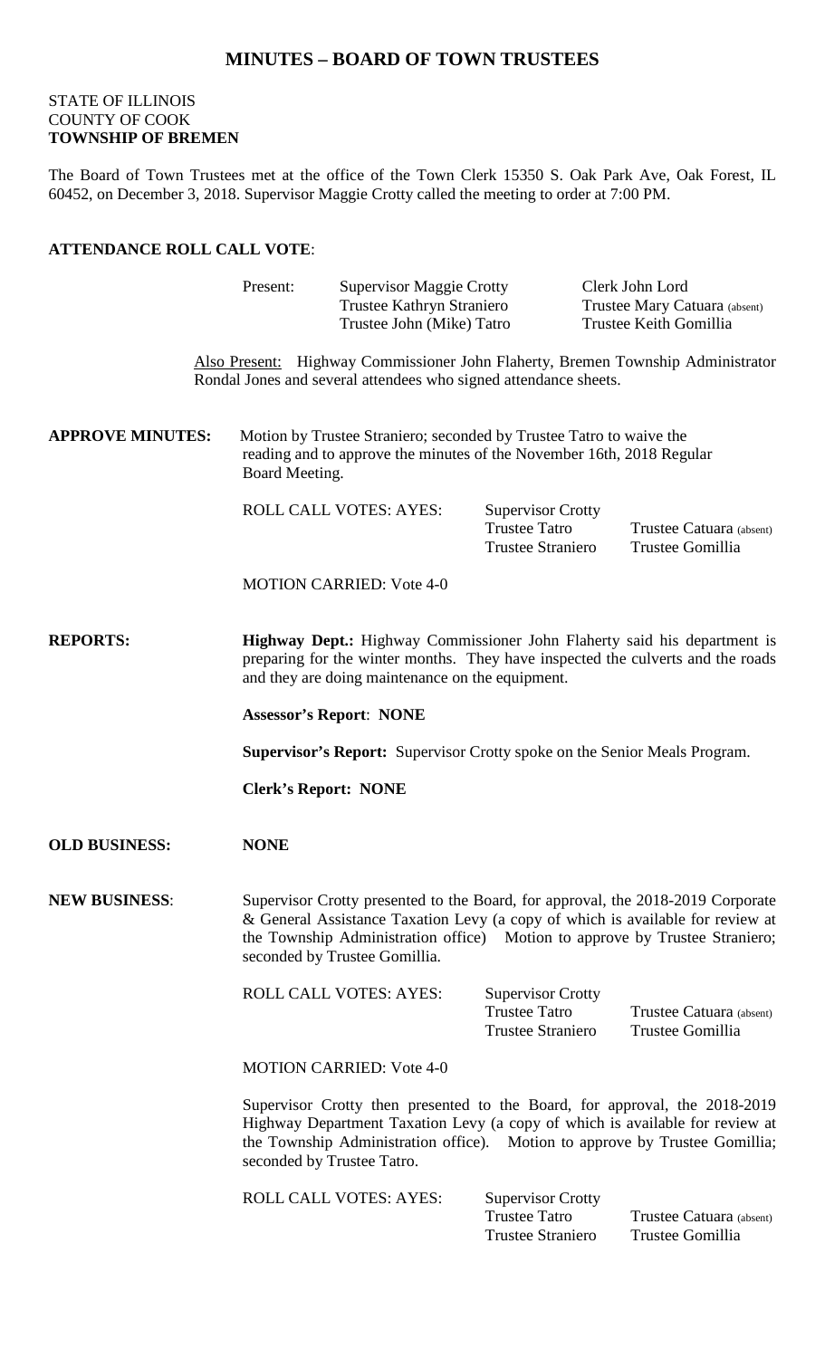# MINUTES – BOARD OF TOWN TRUSTEES

STATE OF ILLINOIS
COUNTY OF COOK
**TOWNSHIP OF BREMEN**

The Board of Town Trustees met at the office of the Town Clerk 15350 S. Oak Park Ave, Oak Forest, IL 60452, on December 3, 2018. Supervisor Maggie Crotty called the meeting to order at 7:00 PM.

**ATTENDANCE ROLL CALL VOTE**:

| Present: | Supervisor Maggie Crotty | Clerk John Lord |
|---|---|---|
| | Trustee Kathryn Straniero | Trustee Mary Catuara (absent) |
| | Trustee John (Mike) Tatro | Trustee Keith Gomillia |

Also Present: Highway Commissioner John Flaherty, Bremen Township Administrator Rondal Jones and several attendees who signed attendance sheets.

**APPROVE MINUTES:** Motion by Trustee Straniero; seconded by Trustee Tatro to waive the reading and to approve the minutes of the November 16th, 2018 Regular Board Meeting.

| ROLL CALL VOTES: AYES: | Supervisor Crotty | |
|---|---|---|
| | Trustee Tatro | Trustee Catuara (absent) |
| | Trustee Straniero | Trustee Gomillia |

MOTION CARRIED: Vote 4-0

**REPORTS:**

**Highway Dept.:** Highway Commissioner John Flaherty said his department is preparing for the winter months. They have inspected the culverts and the roads and they are doing maintenance on the equipment.

**Assessor's Report**: **NONE**

**Supervisor's Report:** Supervisor Crotty spoke on the Senior Meals Program.

**Clerk's Report: NONE**

**OLD BUSINESS:** **NONE**

**NEW BUSINESS**: Supervisor Crotty presented to the Board, for approval, the 2018-2019 Corporate & General Assistance Taxation Levy (a copy of which is available for review at the Township Administration office) Motion to approve by Trustee Straniero; seconded by Trustee Gomillia.

| ROLL CALL VOTES: AYES: | Supervisor Crotty | |
|---|---|---|
| | Trustee Tatro | Trustee Catuara (absent) |
| | Trustee Straniero | Trustee Gomillia |

MOTION CARRIED: Vote 4-0

Supervisor Crotty then presented to the Board, for approval, the 2018-2019 Highway Department Taxation Levy (a copy of which is available for review at the Township Administration office). Motion to approve by Trustee Gomillia; seconded by Trustee Tatro.

| ROLL CALL VOTES: AYES: | Supervisor Crotty | |
|---|---|---|
| | Trustee Tatro | Trustee Catuara (absent) |
| | Trustee Straniero | Trustee Gomillia |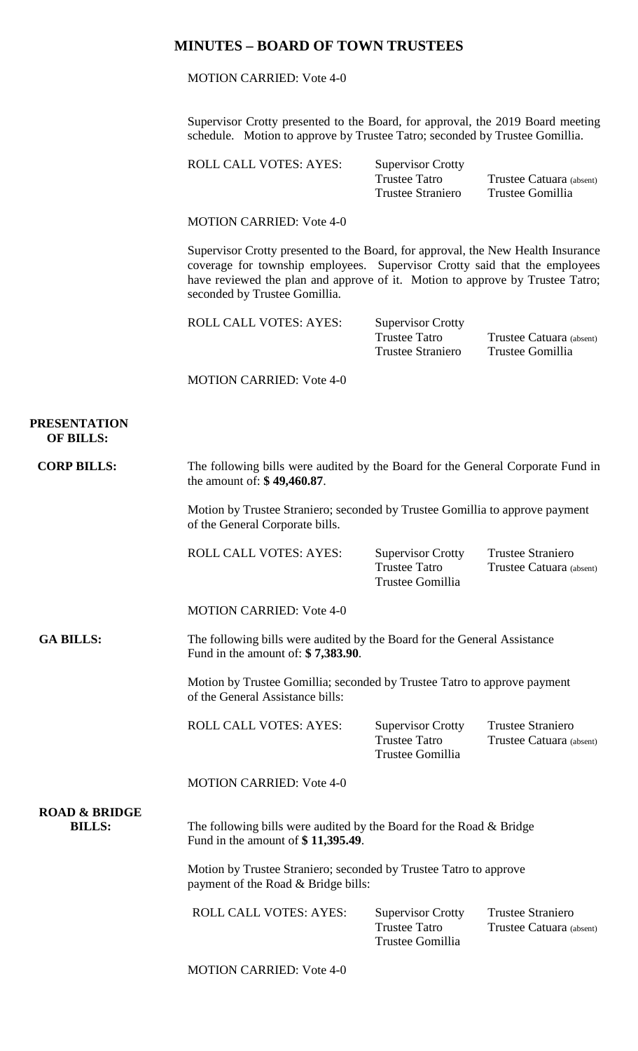# MINUTES – BOARD OF TOWN TRUSTEES

MOTION CARRIED: Vote 4-0

Supervisor Crotty presented to the Board, for approval, the 2019 Board meeting schedule. Motion to approve by Trustee Tatro; seconded by Trustee Gomillia.

ROLL CALL VOTES: AYES: Supervisor Crotty, Trustee Tatro, Trustee Straniero, Trustee Catuara (absent), Trustee Gomillia

MOTION CARRIED: Vote 4-0

Supervisor Crotty presented to the Board, for approval, the New Health Insurance coverage for township employees. Supervisor Crotty said that the employees have reviewed the plan and approve of it. Motion to approve by Trustee Tatro; seconded by Trustee Gomillia.

ROLL CALL VOTES: AYES: Supervisor Crotty, Trustee Tatro, Trustee Straniero, Trustee Catuara (absent), Trustee Gomillia

MOTION CARRIED: Vote 4-0

**PRESENTATION OF BILLS:**

**CORP BILLS:** The following bills were audited by the Board for the General Corporate Fund in the amount of: **$ 49,460.87**.

Motion by Trustee Straniero; seconded by Trustee Gomillia to approve payment of the General Corporate bills.

ROLL CALL VOTES: AYES: Supervisor Crotty, Trustee Tatro, Trustee Gomillia, Trustee Straniero, Trustee Catuara (absent)

MOTION CARRIED: Vote 4-0

**GA BILLS:** The following bills were audited by the Board for the General Assistance Fund in the amount of: **$ 7,383.90**.

Motion by Trustee Gomillia; seconded by Trustee Tatro to approve payment of the General Assistance bills:

ROLL CALL VOTES: AYES: Supervisor Crotty, Trustee Tatro, Trustee Gomillia, Trustee Straniero, Trustee Catuara (absent)

MOTION CARRIED: Vote 4-0

**ROAD & BRIDGE BILLS:** The following bills were audited by the Board for the Road & Bridge Fund in the amount of **$ 11,395.49**.

Motion by Trustee Straniero; seconded by Trustee Tatro to approve payment of the Road & Bridge bills:

ROLL CALL VOTES: AYES: Supervisor Crotty, Trustee Tatro, Trustee Gomillia, Trustee Straniero, Trustee Catuara (absent)

MOTION CARRIED: Vote 4-0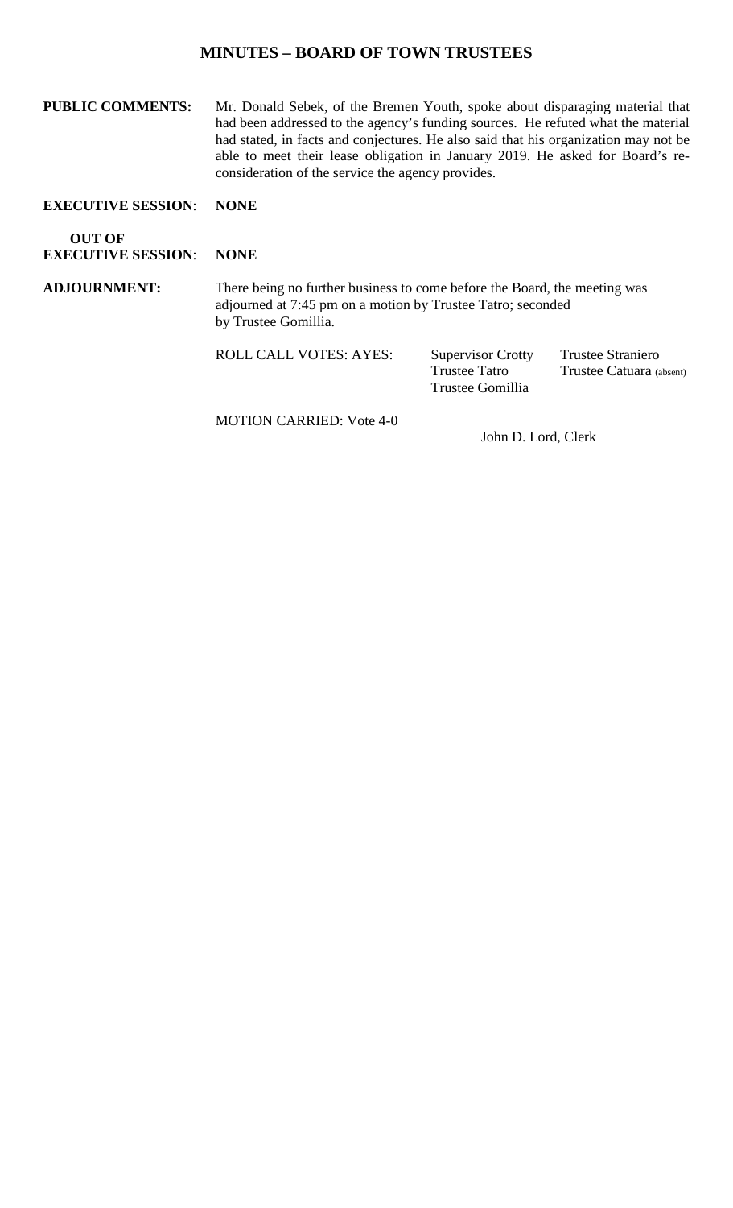## MINUTES – BOARD OF TOWN TRUSTEES

**PUBLIC COMMENTS:** Mr. Donald Sebek, of the Bremen Youth, spoke about disparaging material that had been addressed to the agency's funding sources. He refuted what the material had stated, in facts and conjectures. He also said that his organization may not be able to meet their lease obligation in January 2019. He asked for Board's re-consideration of the service the agency provides.

**EXECUTIVE SESSION**: **NONE**

**OUT OF EXECUTIVE SESSION**: **NONE**

**ADJOURNMENT:** There being no further business to come before the Board, the meeting was adjourned at 7:45 pm on a motion by Trustee Tatro; seconded by Trustee Gomillia.

| | | |
|---|---|---|
| ROLL CALL VOTES: AYES: | Supervisor Crotty | Trustee Straniero |
| | Trustee Tatro | Trustee Catuara (absent) |
| | Trustee Gomillia | |

MOTION CARRIED: Vote 4-0

John D. Lord, Clerk